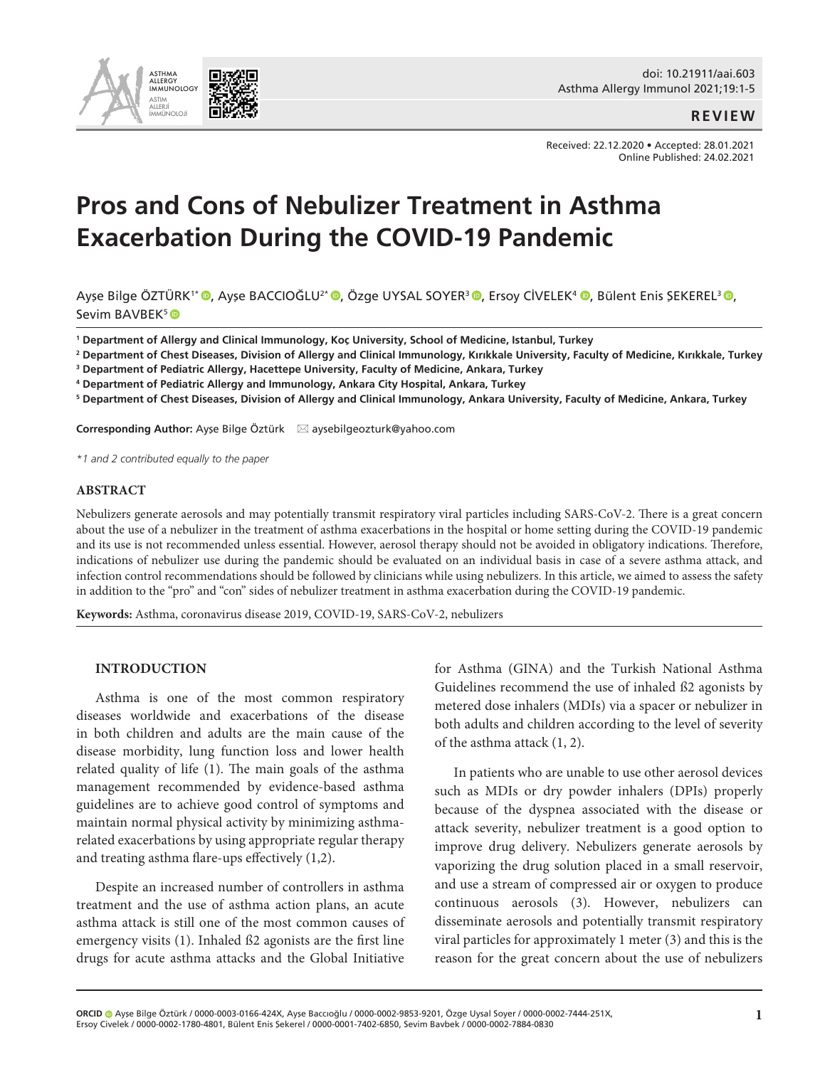doi: 10.21911/aai.603

REVIEW

Received: 22.12.2020 • Accepted: 28.01.2021
Online Published: 24.02.2021

# Pros and Cons of Nebulizer Treatment in Asthma Exacerbation During the COVID-19 Pandemic

Ayşe Bilge ÖZTÜRK[1*], Ayşe BACCIOĞLU[2*], Özge UYSAL SOYER[3], Ersoy CİVELEK[4], Bülent Enis ŞEKEREL[3], Sevim BAVBEK[5]

[1] **Department of Allergy and Clinical Immunology, Koç University, School of Medicine, Istanbul, Turkey**
[2] **Department of Chest Diseases, Division of Allergy and Clinical Immunology, Kırıkkale University, Faculty of Medicine, Kırıkkale, Turkey**
[3] **Department of Pediatric Allergy, Hacettepe University, Faculty of Medicine, Ankara, Turkey**
[4] **Department of Pediatric Allergy and Immunology, Ankara City Hospital, Ankara, Turkey**
[5] **Department of Chest Diseases, Division of Allergy and Clinical Immunology, Ankara University, Faculty of Medicine, Ankara, Turkey**

**Corresponding Author:** Ayşe Bilge Öztürk ✉ aysebilgeozturk@yahoo.com

*\*1 and 2 contributed equally to the paper*

## ABSTRACT

Nebulizers generate aerosols and may potentially transmit respiratory viral particles including SARS-CoV-2. There is a great concern about the use of a nebulizer in the treatment of asthma exacerbations in the hospital or home setting during the COVID-19 pandemic and its use is not recommended unless essential. However, aerosol therapy should not be avoided in obligatory indications. Therefore, indications of nebulizer use during the pandemic should be evaluated on an individual basis in case of a severe asthma attack, and infection control recommendations should be followed by clinicians while using nebulizers. In this article, we aimed to assess the safety in addition to the "pro" and "con" sides of nebulizer treatment in asthma exacerbation during the COVID-19 pandemic.

**Keywords:** Asthma, coronavirus disease 2019, COVID-19, SARS-CoV-2, nebulizers

## INTRODUCTION

Asthma is one of the most common respiratory diseases worldwide and exacerbations of the disease in both children and adults are the main cause of the disease morbidity, lung function loss and lower health related quality of life (1). The main goals of the asthma management recommended by evidence-based asthma guidelines are to achieve good control of symptoms and maintain normal physical activity by minimizing asthma-related exacerbations by using appropriate regular therapy and treating asthma flare-ups effectively (1,2).

Despite an increased number of controllers in asthma treatment and the use of asthma action plans, an acute asthma attack is still one of the most common causes of emergency visits (1). Inhaled ß2 agonists are the first line drugs for acute asthma attacks and the Global Initiative for Asthma (GINA) and the Turkish National Asthma Guidelines recommend the use of inhaled ß2 agonists by metered dose inhalers (MDIs) via a spacer or nebulizer in both adults and children according to the level of severity of the asthma attack (1, 2).

In patients who are unable to use other aerosol devices such as MDIs or dry powder inhalers (DPIs) properly because of the dyspnea associated with the disease or attack severity, nebulizer treatment is a good option to improve drug delivery. Nebulizers generate aerosols by vaporizing the drug solution placed in a small reservoir, and use a stream of compressed air or oxygen to produce continuous aerosols (3). However, nebulizers can disseminate aerosols and potentially transmit respiratory viral particles for approximately 1 meter (3) and this is the reason for the great concern about the use of nebulizers

**ORCID** Ayşe Bilge Öztürk / 0000-0003-0166-424X, Ayşe Baccıoğlu / 0000-0002-9853-9201, Özge Uysal Soyer / 0000-0002-7444-251X, Ersoy Civelek / 0000-0002-1780-4801, Bülent Enis Şekerel / 0000-0001-7402-6850, Sevim Bavbek / 0000-0002-7884-0830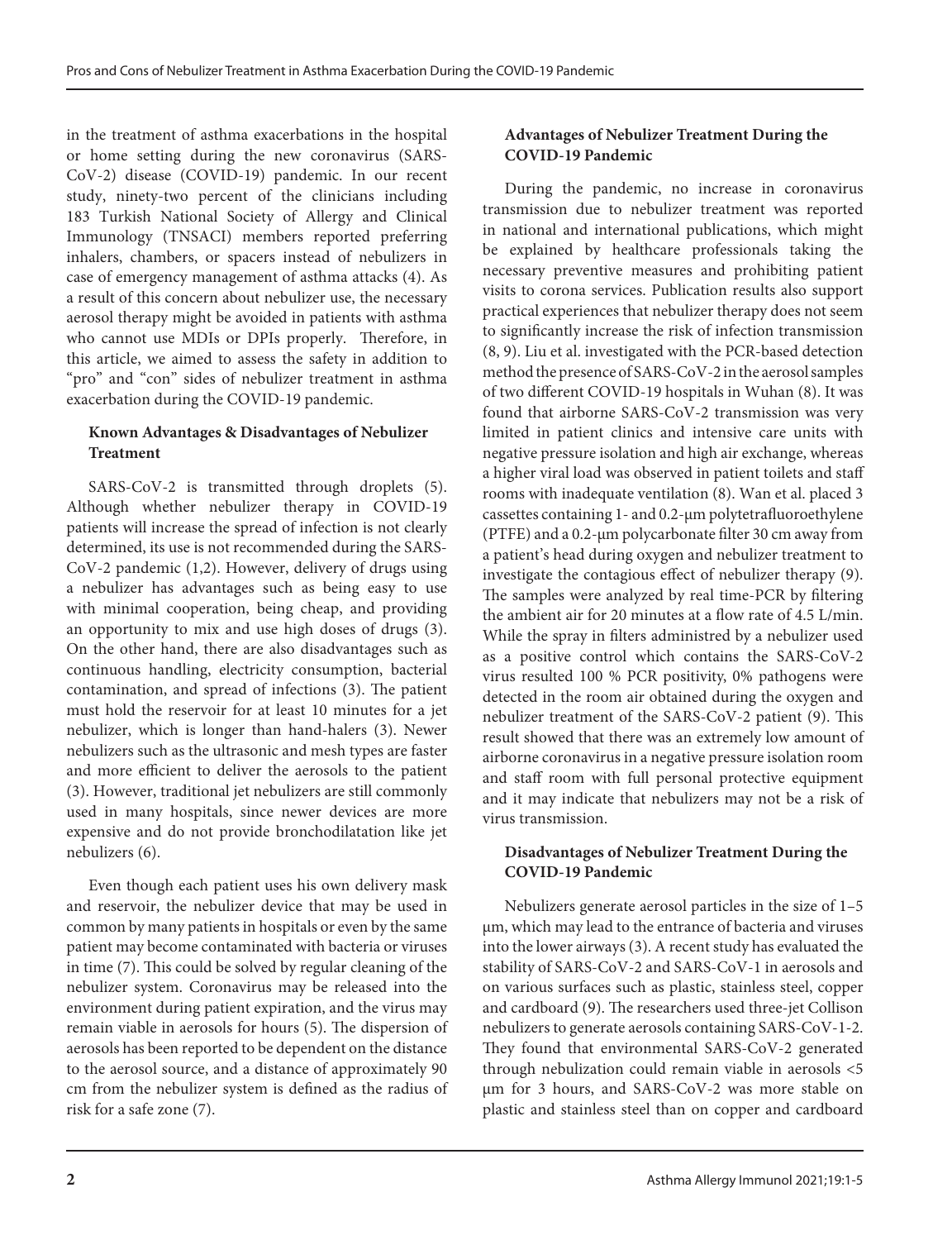in the treatment of asthma exacerbations in the hospital or home setting during the new coronavirus (SARS-CoV-2) disease (COVID-19) pandemic. In our recent study, ninety-two percent of the clinicians including 183 Turkish National Society of Allergy and Clinical Immunology (TNSACI) members reported preferring inhalers, chambers, or spacers instead of nebulizers in case of emergency management of asthma attacks (4). As a result of this concern about nebulizer use, the necessary aerosol therapy might be avoided in patients with asthma who cannot use MDIs or DPIs properly. Therefore, in this article, we aimed to assess the safety in addition to "pro" and "con" sides of nebulizer treatment in asthma exacerbation during the COVID-19 pandemic.

### Known Advantages & Disadvantages of Nebulizer Treatment

SARS-CoV-2 is transmitted through droplets (5). Although whether nebulizer therapy in COVID-19 patients will increase the spread of infection is not clearly determined, its use is not recommended during the SARS-CoV-2 pandemic (1,2). However, delivery of drugs using a nebulizer has advantages such as being easy to use with minimal cooperation, being cheap, and providing an opportunity to mix and use high doses of drugs (3). On the other hand, there are also disadvantages such as continuous handling, electricity consumption, bacterial contamination, and spread of infections (3). The patient must hold the reservoir for at least 10 minutes for a jet nebulizer, which is longer than hand-halers (3). Newer nebulizers such as the ultrasonic and mesh types are faster and more efficient to deliver the aerosols to the patient (3). However, traditional jet nebulizers are still commonly used in many hospitals, since newer devices are more expensive and do not provide bronchodilatation like jet nebulizers (6).

Even though each patient uses his own delivery mask and reservoir, the nebulizer device that may be used in common by many patients in hospitals or even by the same patient may become contaminated with bacteria or viruses in time (7). This could be solved by regular cleaning of the nebulizer system. Coronavirus may be released into the environment during patient expiration, and the virus may remain viable in aerosols for hours (5). The dispersion of aerosols has been reported to be dependent on the distance to the aerosol source, and a distance of approximately 90 cm from the nebulizer system is defined as the radius of risk for a safe zone (7).

### Advantages of Nebulizer Treatment During the COVID-19 Pandemic

During the pandemic, no increase in coronavirus transmission due to nebulizer treatment was reported in national and international publications, which might be explained by healthcare professionals taking the necessary preventive measures and prohibiting patient visits to corona services. Publication results also support practical experiences that nebulizer therapy does not seem to significantly increase the risk of infection transmission (8, 9). Liu et al. investigated with the PCR-based detection method the presence of SARS-CoV-2 in the aerosol samples of two different COVID-19 hospitals in Wuhan (8). It was found that airborne SARS-CoV-2 transmission was very limited in patient clinics and intensive care units with negative pressure isolation and high air exchange, whereas a higher viral load was observed in patient toilets and staff rooms with inadequate ventilation (8). Wan et al. placed 3 cassettes containing 1- and 0.2-μm polytetrafluoroethylene (PTFE) and a 0.2-μm polycarbonate filter 30 cm away from a patient's head during oxygen and nebulizer treatment to investigate the contagious effect of nebulizer therapy (9). The samples were analyzed by real time-PCR by filtering the ambient air for 20 minutes at a flow rate of 4.5 L/min. While the spray in filters administred by a nebulizer used as a positive control which contains the SARS-CoV-2 virus resulted 100 % PCR positivity, 0% pathogens were detected in the room air obtained during the oxygen and nebulizer treatment of the SARS-CoV-2 patient (9). This result showed that there was an extremely low amount of airborne coronavirus in a negative pressure isolation room and staff room with full personal protective equipment and it may indicate that nebulizers may not be a risk of virus transmission.

### Disadvantages of Nebulizer Treatment During the COVID-19 Pandemic

Nebulizers generate aerosol particles in the size of 1–5 μm, which may lead to the entrance of bacteria and viruses into the lower airways (3). A recent study has evaluated the stability of SARS-CoV-2 and SARS-CoV-1 in aerosols and on various surfaces such as plastic, stainless steel, copper and cardboard (9). The researchers used three-jet Collison nebulizers to generate aerosols containing SARS-CoV-1-2. They found that environmental SARS-CoV-2 generated through nebulization could remain viable in aerosols <5 μm for 3 hours, and SARS-CoV-2 was more stable on plastic and stainless steel than on copper and cardboard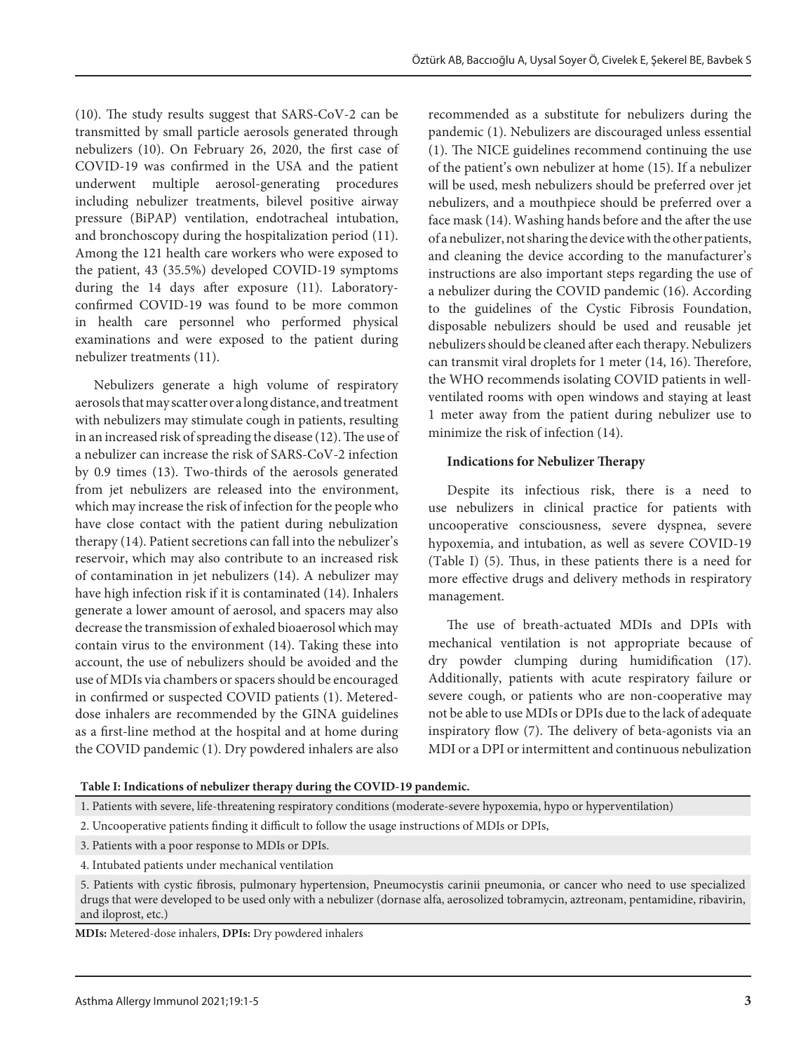(10). The study results suggest that SARS-CoV-2 can be transmitted by small particle aerosols generated through nebulizers (10). On February 26, 2020, the first case of COVID-19 was confirmed in the USA and the patient underwent multiple aerosol-generating procedures including nebulizer treatments, bilevel positive airway pressure (BiPAP) ventilation, endotracheal intubation, and bronchoscopy during the hospitalization period (11). Among the 121 health care workers who were exposed to the patient, 43 (35.5%) developed COVID-19 symptoms during the 14 days after exposure (11). Laboratory-confirmed COVID-19 was found to be more common in health care personnel who performed physical examinations and were exposed to the patient during nebulizer treatments (11).

Nebulizers generate a high volume of respiratory aerosols that may scatter over a long distance, and treatment with nebulizers may stimulate cough in patients, resulting in an increased risk of spreading the disease (12). The use of a nebulizer can increase the risk of SARS-CoV-2 infection by 0.9 times (13). Two-thirds of the aerosols generated from jet nebulizers are released into the environment, which may increase the risk of infection for the people who have close contact with the patient during nebulization therapy (14). Patient secretions can fall into the nebulizer's reservoir, which may also contribute to an increased risk of contamination in jet nebulizers (14). A nebulizer may have high infection risk if it is contaminated (14). Inhalers generate a lower amount of aerosol, and spacers may also decrease the transmission of exhaled bioaerosol which may contain virus to the environment (14). Taking these into account, the use of nebulizers should be avoided and the use of MDIs via chambers or spacers should be encouraged in confirmed or suspected COVID patients (1). Metered-dose inhalers are recommended by the GINA guidelines as a first-line method at the hospital and at home during the COVID pandemic (1). Dry powdered inhalers are also recommended as a substitute for nebulizers during the pandemic (1). Nebulizers are discouraged unless essential (1). The NICE guidelines recommend continuing the use of the patient's own nebulizer at home (15). If a nebulizer will be used, mesh nebulizers should be preferred over jet nebulizers, and a mouthpiece should be preferred over a face mask (14). Washing hands before and the after the use of a nebulizer, not sharing the device with the other patients, and cleaning the device according to the manufacturer's instructions are also important steps regarding the use of a nebulizer during the COVID pandemic (16). According to the guidelines of the Cystic Fibrosis Foundation, disposable nebulizers should be used and reusable jet nebulizers should be cleaned after each therapy. Nebulizers can transmit viral droplets for 1 meter (14, 16). Therefore, the WHO recommends isolating COVID patients in well-ventilated rooms with open windows and staying at least 1 meter away from the patient during nebulizer use to minimize the risk of infection (14).

**Indications for Nebulizer Therapy**

Despite its infectious risk, there is a need to use nebulizers in clinical practice for patients with uncooperative consciousness, severe dyspnea, severe hypoxemia, and intubation, as well as severe COVID-19 (Table I) (5). Thus, in these patients there is a need for more effective drugs and delivery methods in respiratory management.

The use of breath-actuated MDIs and DPIs with mechanical ventilation is not appropriate because of dry powder clumping during humidification (17). Additionally, patients with acute respiratory failure or severe cough, or patients who are non-cooperative may not be able to use MDIs or DPIs due to the lack of adequate inspiratory flow (7). The delivery of beta-agonists via an MDI or a DPI or intermittent and continuous nebulization

**Table I: Indications of nebulizer therapy during the COVID-19 pandemic.**

| Indications |
|---|
| 1. Patients with severe, life-threatening respiratory conditions (moderate-severe hypoxemia, hypo or hyperventilation) |
| 2. Uncooperative patients finding it difficult to follow the usage instructions of MDIs or DPIs, |
| 3. Patients with a poor response to MDIs or DPIs. |
| 4. Intubated patients under mechanical ventilation |
| 5. Patients with cystic fibrosis, pulmonary hypertension, Pneumocystis carinii pneumonia, or cancer who need to use specialized drugs that were developed to be used only with a nebulizer (dornase alfa, aerosolized tobramycin, aztreonam, pentamidine, ribavirin, and iloprost, etc.) |

**MDIs:** Metered-dose inhalers, **DPIs:** Dry powdered inhalers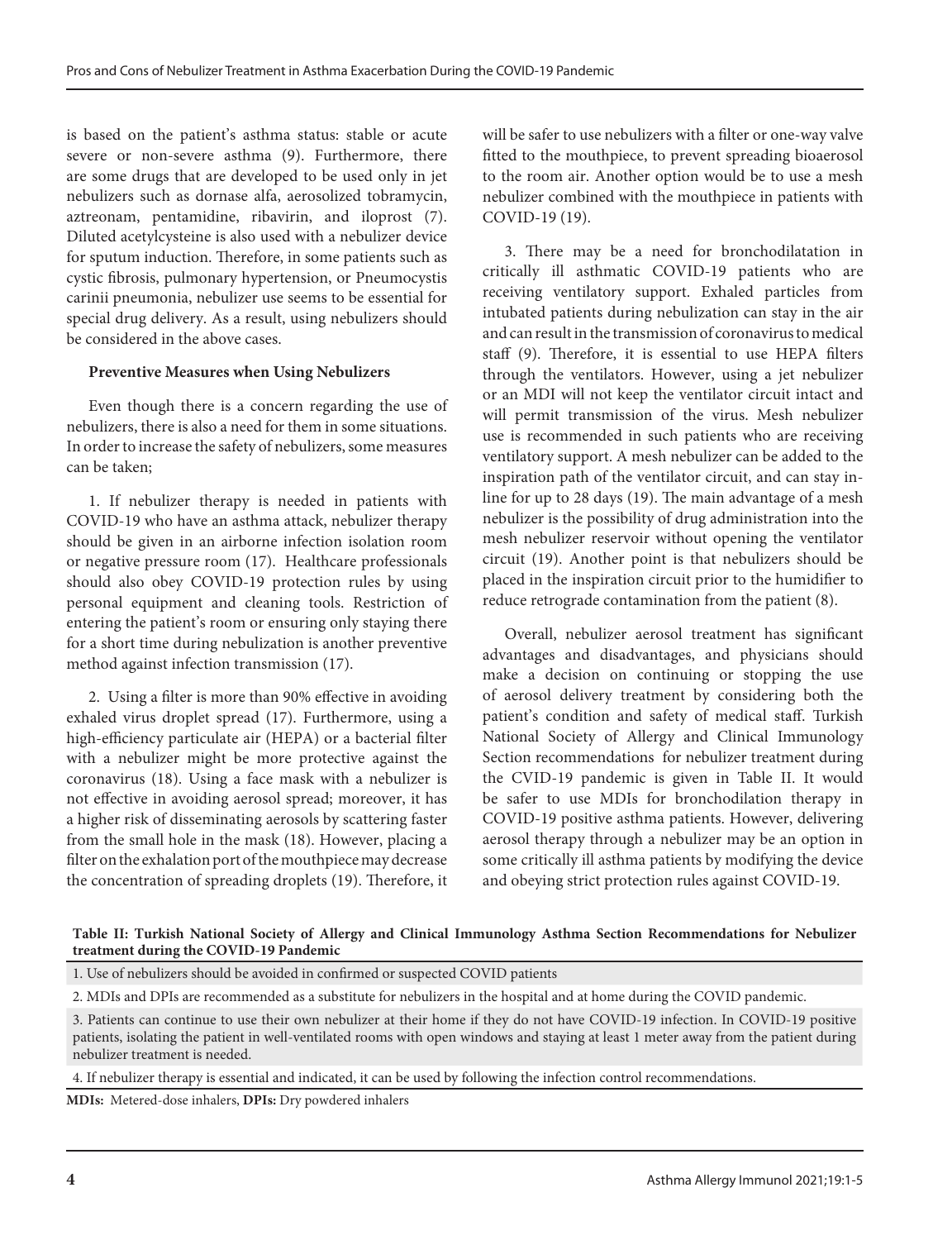is based on the patient's asthma status: stable or acute severe or non-severe asthma (9). Furthermore, there are some drugs that are developed to be used only in jet nebulizers such as dornase alfa, aerosolized tobramycin, aztreonam, pentamidine, ribavirin, and iloprost (7). Diluted acetylcysteine is also used with a nebulizer device for sputum induction. Therefore, in some patients such as cystic fibrosis, pulmonary hypertension, or Pneumocystis carinii pneumonia, nebulizer use seems to be essential for special drug delivery. As a result, using nebulizers should be considered in the above cases.

**Preventive Measures when Using Nebulizers**

Even though there is a concern regarding the use of nebulizers, there is also a need for them in some situations. In order to increase the safety of nebulizers, some measures can be taken;

1. If nebulizer therapy is needed in patients with COVID-19 who have an asthma attack, nebulizer therapy should be given in an airborne infection isolation room or negative pressure room (17). Healthcare professionals should also obey COVID-19 protection rules by using personal equipment and cleaning tools. Restriction of entering the patient's room or ensuring only staying there for a short time during nebulization is another preventive method against infection transmission (17).

2. Using a filter is more than 90% effective in avoiding exhaled virus droplet spread (17). Furthermore, using a high-efficiency particulate air (HEPA) or a bacterial filter with a nebulizer might be more protective against the coronavirus (18). Using a face mask with a nebulizer is not effective in avoiding aerosol spread; moreover, it has a higher risk of disseminating aerosols by scattering faster from the small hole in the mask (18). However, placing a filter on the exhalation port of the mouthpiece may decrease the concentration of spreading droplets (19). Therefore, it will be safer to use nebulizers with a filter or one-way valve fitted to the mouthpiece, to prevent spreading bioaerosol to the room air. Another option would be to use a mesh nebulizer combined with the mouthpiece in patients with COVID-19 (19).

3. There may be a need for bronchodilatation in critically ill asthmatic COVID-19 patients who are receiving ventilatory support. Exhaled particles from intubated patients during nebulization can stay in the air and can result in the transmission of coronavirus to medical staff (9). Therefore, it is essential to use HEPA filters through the ventilators. However, using a jet nebulizer or an MDI will not keep the ventilator circuit intact and will permit transmission of the virus. Mesh nebulizer use is recommended in such patients who are receiving ventilatory support. A mesh nebulizer can be added to the inspiration path of the ventilator circuit, and can stay in-line for up to 28 days (19). The main advantage of a mesh nebulizer is the possibility of drug administration into the mesh nebulizer reservoir without opening the ventilator circuit (19). Another point is that nebulizers should be placed in the inspiration circuit prior to the humidifier to reduce retrograde contamination from the patient (8).

Overall, nebulizer aerosol treatment has significant advantages and disadvantages, and physicians should make a decision on continuing or stopping the use of aerosol delivery treatment by considering both the patient's condition and safety of medical staff. Turkish National Society of Allergy and Clinical Immunology Section recommendations for nebulizer treatment during the CVID-19 pandemic is given in Table II. It would be safer to use MDIs for bronchodilation therapy in COVID-19 positive asthma patients. However, delivering aerosol therapy through a nebulizer may be an option in some critically ill asthma patients by modifying the device and obeying strict protection rules against COVID-19.

**Table II: Turkish National Society of Allergy and Clinical Immunology Asthma Section Recommendations for Nebulizer treatment during the COVID-19 Pandemic**

| |
|---|
| 1. Use of nebulizers should be avoided in confirmed or suspected COVID patients |
| 2. MDIs and DPIs are recommended as a substitute for nebulizers in the hospital and at home during the COVID pandemic. |
| 3. Patients can continue to use their own nebulizer at their home if they do not have COVID-19 infection. In COVID-19 positive patients, isolating the patient in well-ventilated rooms with open windows and staying at least 1 meter away from the patient during nebulizer treatment is needed. |
| 4. If nebulizer therapy is essential and indicated, it can be used by following the infection control recommendations. |

**MDIs:** Metered-dose inhalers, **DPIs:** Dry powdered inhalers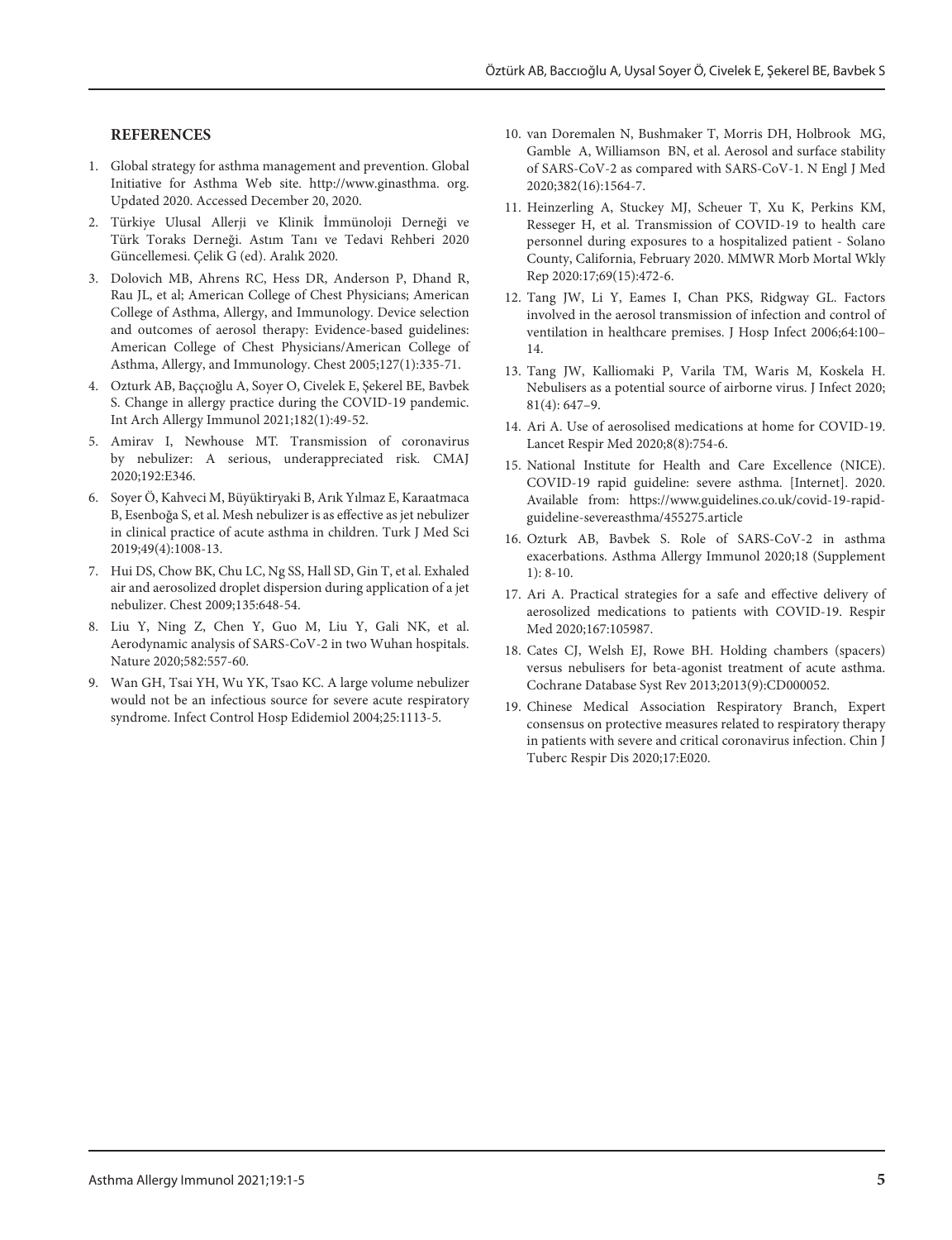## REFERENCES

1. Global strategy for asthma management and prevention. Global Initiative for Asthma Web site. http://www.ginasthma. org. Updated 2020. Accessed December 20, 2020.
2. Türkiye Ulusal Allerji ve Klinik İmmünoloji Derneği ve Türk Toraks Derneği. Astım Tanı ve Tedavi Rehberi 2020 Güncellemesi. Çelik G (ed). Aralık 2020.
3. Dolovich MB, Ahrens RC, Hess DR, Anderson P, Dhand R, Rau JL, et al; American College of Chest Physicians; American College of Asthma, Allergy, and Immunology. Device selection and outcomes of aerosol therapy: Evidence-based guidelines: American College of Chest Physicians/American College of Asthma, Allergy, and Immunology. Chest 2005;127(1):335-71.
4. Ozturk AB, Baççıoğlu A, Soyer O, Civelek E, Şekerel BE, Bavbek S. Change in allergy practice during the COVID-19 pandemic. Int Arch Allergy Immunol 2021;182(1):49-52.
5. Amirav I, Newhouse MT. Transmission of coronavirus by nebulizer: A serious, underappreciated risk. CMAJ 2020;192:E346.
6. Soyer Ö, Kahveci M, Büyüktiryaki B, Arık Yılmaz E, Karaatmaca B, Esenboğa S, et al. Mesh nebulizer is as effective as jet nebulizer in clinical practice of acute asthma in children. Turk J Med Sci 2019;49(4):1008-13.
7. Hui DS, Chow BK, Chu LC, Ng SS, Hall SD, Gin T, et al. Exhaled air and aerosolized droplet dispersion during application of a jet nebulizer. Chest 2009;135:648-54.
8. Liu Y, Ning Z, Chen Y, Guo M, Liu Y, Gali NK, et al. Aerodynamic analysis of SARS-CoV-2 in two Wuhan hospitals. Nature 2020;582:557-60.
9. Wan GH, Tsai YH, Wu YK, Tsao KC. A large volume nebulizer would not be an infectious source for severe acute respiratory syndrome. Infect Control Hosp Edidemiol 2004;25:1113-5.
10. van Doremalen N, Bushmaker T, Morris DH, Holbrook MG, Gamble A, Williamson BN, et al. Aerosol and surface stability of SARS-CoV-2 as compared with SARS-CoV-1. N Engl J Med 2020;382(16):1564-7.
11. Heinzerling A, Stuckey MJ, Scheuer T, Xu K, Perkins KM, Resseger H, et al. Transmission of COVID-19 to health care personnel during exposures to a hospitalized patient - Solano County, California, February 2020. MMWR Morb Mortal Wkly Rep 2020:17;69(15):472-6.
12. Tang JW, Li Y, Eames I, Chan PKS, Ridgway GL. Factors involved in the aerosol transmission of infection and control of ventilation in healthcare premises. J Hosp Infect 2006;64:100–14.
13. Tang JW, Kalliomaki P, Varila TM, Waris M, Koskela H. Nebulisers as a potential source of airborne virus. J Infect 2020; 81(4): 647–9.
14. Ari A. Use of aerosolised medications at home for COVID-19. Lancet Respir Med 2020;8(8):754-6.
15. National Institute for Health and Care Excellence (NICE). COVID-19 rapid guideline: severe asthma. [Internet]. 2020. Available from: https://www.guidelines.co.uk/covid-19-rapid-guideline-severeasthma/455275.article
16. Ozturk AB, Bavbek S. Role of SARS-CoV-2 in asthma exacerbations. Asthma Allergy Immunol 2020;18 (Supplement 1): 8-10.
17. Ari A. Practical strategies for a safe and effective delivery of aerosolized medications to patients with COVID-19. Respir Med 2020;167:105987.
18. Cates CJ, Welsh EJ, Rowe BH. Holding chambers (spacers) versus nebulisers for beta-agonist treatment of acute asthma. Cochrane Database Syst Rev 2013;2013(9):CD000052.
19. Chinese Medical Association Respiratory Branch, Expert consensus on protective measures related to respiratory therapy in patients with severe and critical coronavirus infection. Chin J Tuberc Respir Dis 2020;17:E020.